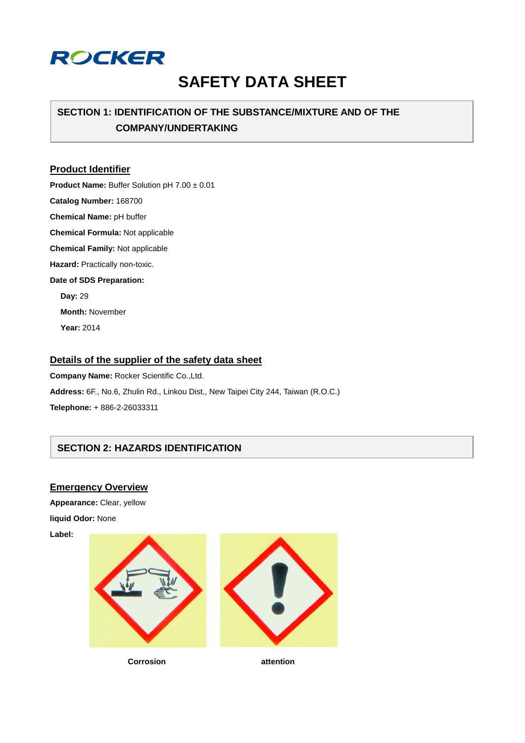ROCKER

# SAFETY DATA SHEET

## SECTION 1: IDENTIFICATION OF THE SUBSTANCE/MIXTURE AND OF THE COMPANY/UNDERTAKING

### Product Identifier

**Product Name:** Buffer Solution pH 7.00 ± 0.01

**Catalog Number:** 168700

**Chemical Name:** pH buffer

**Chemical Formula:** Not applicable

**Chemical Family:** Not applicable

**Hazard:** Practically non-toxic.

**Date of SDS Preparation:**

- **Day:** 29
- **Month:** November
- **Year:** 2014

### Details of the supplier of the safety data sheet

**Company Name:** Rocker Scientific Co.,Ltd.

**Address:** 6F., No.6, Zhulin Rd., Linkou Dist., New Taipei City 244, Taiwan (R.O.C.)

**Telephone:** + 886-2-26033311

## SECTION 2: HAZARDS IDENTIFICATION

### Emergency Overview

**Appearance:** Clear, yellow

**liquid Odor:** None

**Label:**

Corrosion

attention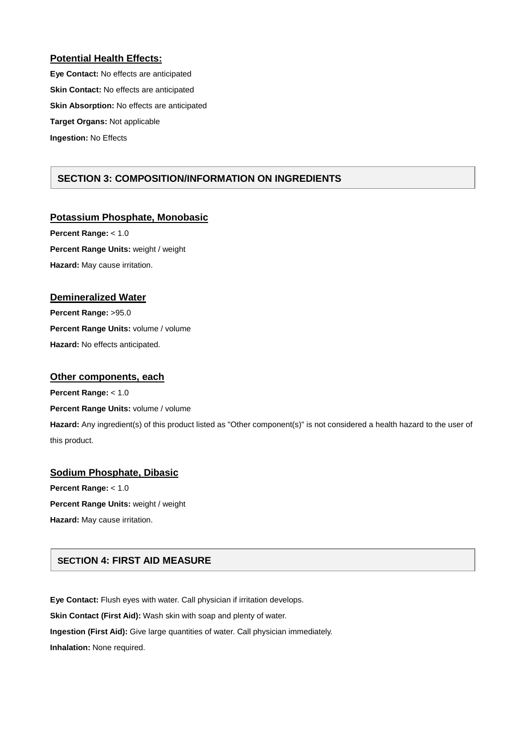### Potential Health Effects:

**Eye Contact:** No effects are anticipated

**Skin Contact:** No effects are anticipated

**Skin Absorption:** No effects are anticipated

**Target Organs:** Not applicable

**Ingestion:** No Effects

## SECTION 3: COMPOSITION/INFORMATION ON INGREDIENTS

### Potassium Phosphate, Monobasic

**Percent Range:** < 1.0

**Percent Range Units:** weight / weight

**Hazard:** May cause irritation.

### Demineralized Water

**Percent Range:** >95.0

**Percent Range Units:** volume / volume

**Hazard:** No effects anticipated.

### Other components, each

**Percent Range:** < 1.0

**Percent Range Units:** volume / volume

**Hazard:** Any ingredient(s) of this product listed as "Other component(s)" is not considered a health hazard to the user of this product.

### Sodium Phosphate, Dibasic

**Percent Range:** < 1.0

**Percent Range Units:** weight / weight

**Hazard:** May cause irritation.

## SECTION 4: FIRST AID MEASURE

**Eye Contact:** Flush eyes with water. Call physician if irritation develops.

**Skin Contact (First Aid):** Wash skin with soap and plenty of water.

**Ingestion (First Aid):** Give large quantities of water. Call physician immediately.

**Inhalation:** None required.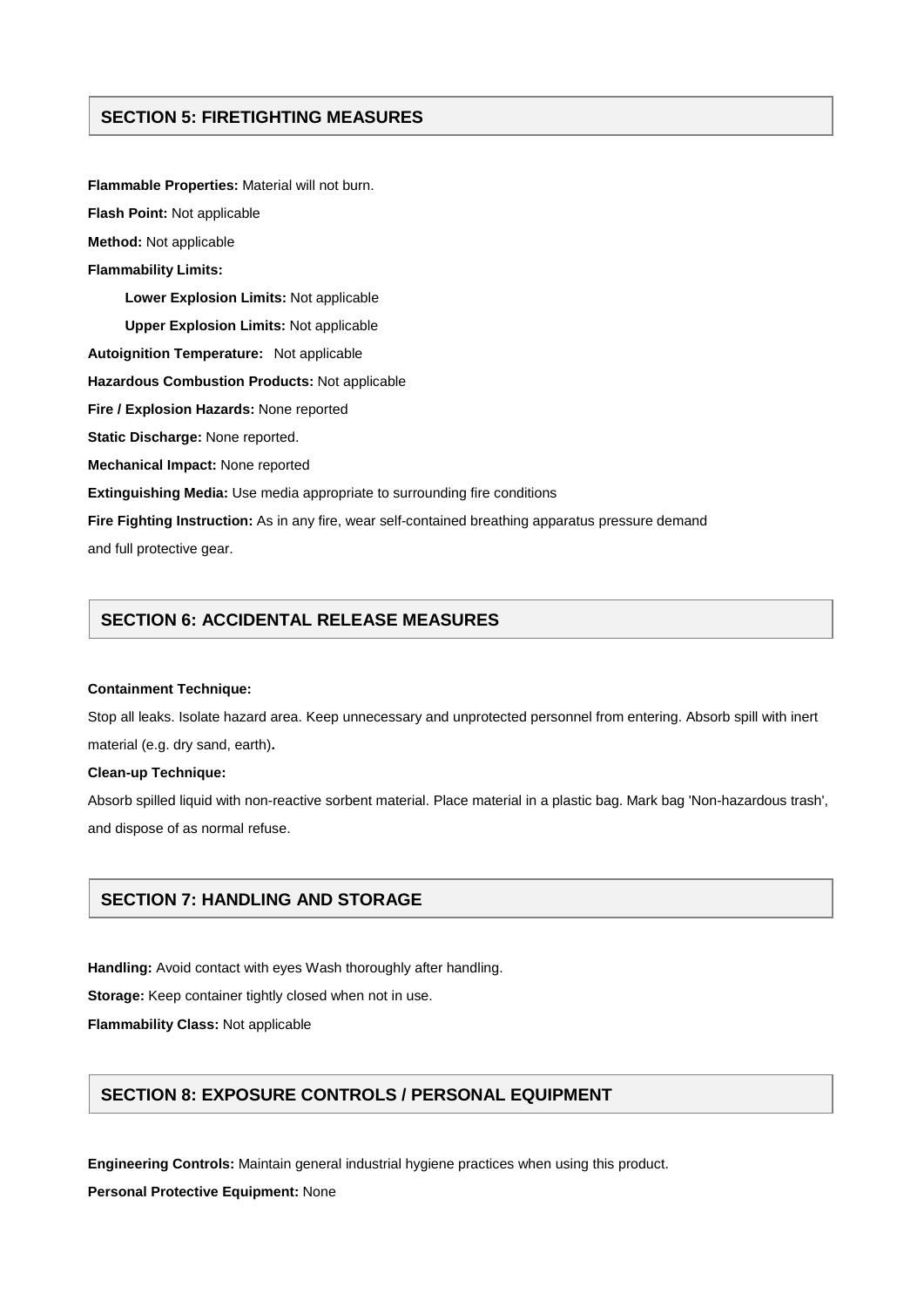## SECTION 5: FIRETIGHTING MEASURES

**Flammable Properties:** Material will not burn.

**Flash Point:** Not applicable

**Method:** Not applicable

**Flammability Limits:**

  **Lower Explosion Limits:** Not applicable

  **Upper Explosion Limits:** Not applicable

**Autoignition Temperature:** Not applicable

**Hazardous Combustion Products:** Not applicable

**Fire / Explosion Hazards:** None reported

**Static Discharge:** None reported.

**Mechanical Impact:** None reported

**Extinguishing Media:** Use media appropriate to surrounding fire conditions

**Fire Fighting Instruction:** As in any fire, wear self-contained breathing apparatus pressure demand and full protective gear.

## SECTION 6: ACCIDENTAL RELEASE MEASURES

**Containment Technique:**

Stop all leaks. Isolate hazard area. Keep unnecessary and unprotected personnel from entering. Absorb spill with inert material (e.g. dry sand, earth).

**Clean-up Technique:**

Absorb spilled liquid with non-reactive sorbent material. Place material in a plastic bag. Mark bag 'Non-hazardous trash', and dispose of as normal refuse.

## SECTION 7: HANDLING AND STORAGE

**Handling:** Avoid contact with eyes Wash thoroughly after handling.

**Storage:** Keep container tightly closed when not in use.

**Flammability Class:** Not applicable

## SECTION 8: EXPOSURE CONTROLS / PERSONAL EQUIPMENT

**Engineering Controls:** Maintain general industrial hygiene practices when using this product.

**Personal Protective Equipment:** None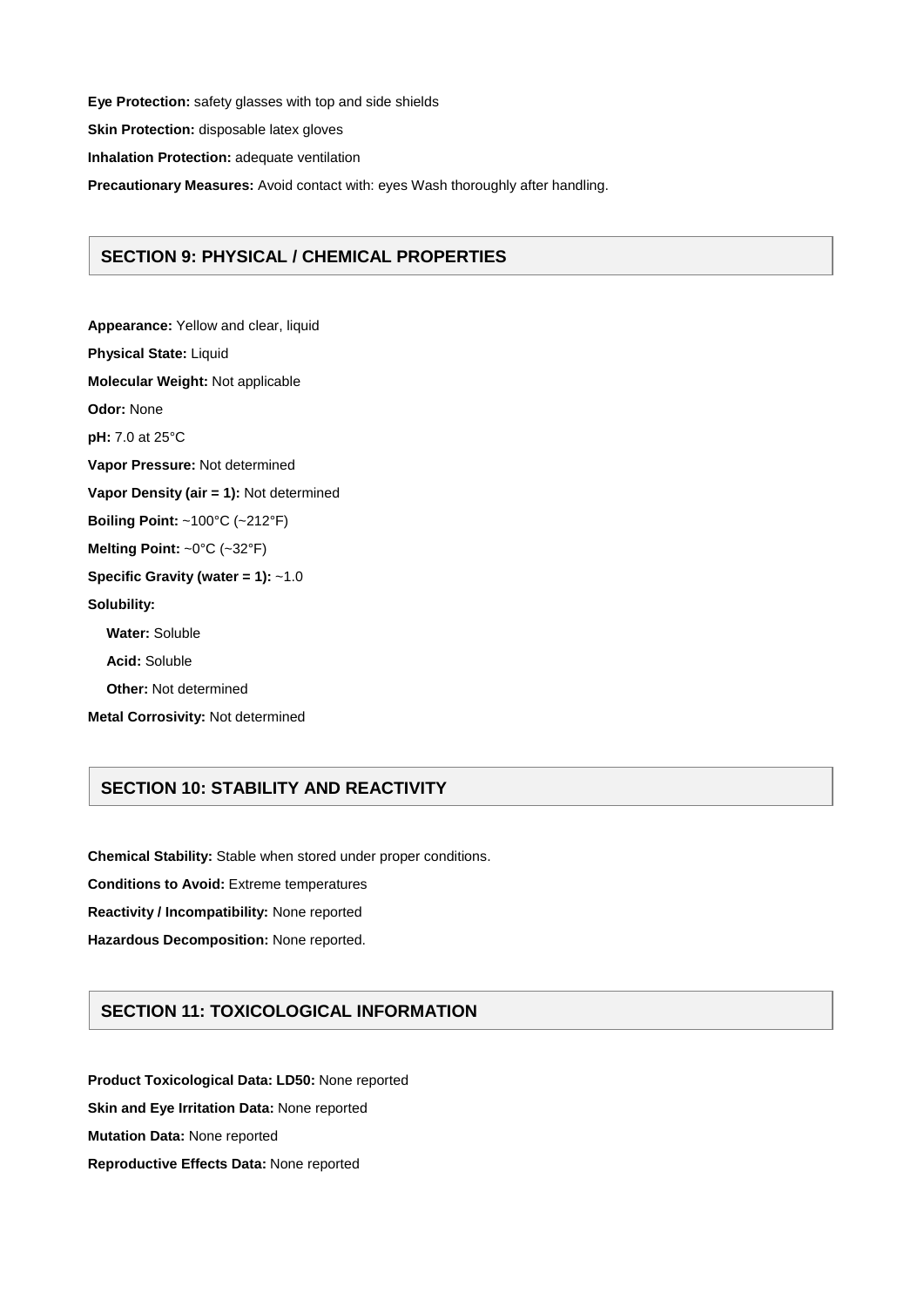**Eye Protection:** safety glasses with top and side shields

**Skin Protection:** disposable latex gloves

**Inhalation Protection:** adequate ventilation

**Precautionary Measures:** Avoid contact with: eyes Wash thoroughly after handling.

## SECTION 9: PHYSICAL / CHEMICAL PROPERTIES

**Appearance:** Yellow and clear, liquid

**Physical State:** Liquid

**Molecular Weight:** Not applicable

**Odor:** None

**pH:** 7.0 at 25°C

**Vapor Pressure:** Not determined

**Vapor Density (air = 1):** Not determined

**Boiling Point:** ~100°C (~212°F)

**Melting Point:** ~0°C (~32°F)

**Specific Gravity (water = 1):** ~1.0

**Solubility:**

- **Water:** Soluble
- **Acid:** Soluble
- **Other:** Not determined

**Metal Corrosivity:** Not determined

## SECTION 10: STABILITY AND REACTIVITY

**Chemical Stability:** Stable when stored under proper conditions.

**Conditions to Avoid:** Extreme temperatures

**Reactivity / Incompatibility:** None reported

**Hazardous Decomposition:** None reported.

## SECTION 11: TOXICOLOGICAL INFORMATION

**Product Toxicological Data: LD50:** None reported

**Skin and Eye Irritation Data:** None reported

**Mutation Data:** None reported

**Reproductive Effects Data:** None reported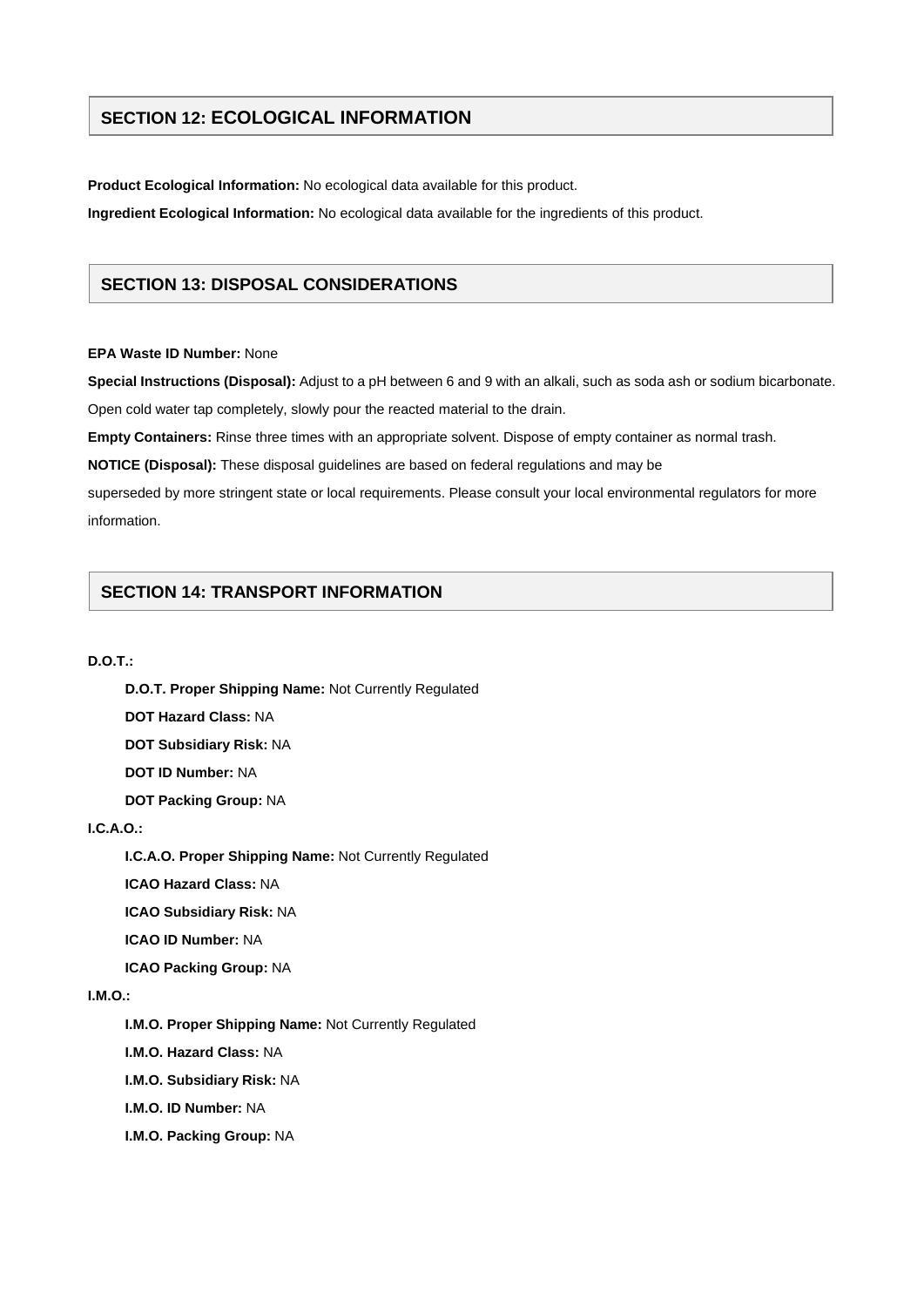## SECTION 12: ECOLOGICAL INFORMATION

**Product Ecological Information:** No ecological data available for this product.

**Ingredient Ecological Information:** No ecological data available for the ingredients of this product.

## SECTION 13: DISPOSAL CONSIDERATIONS

**EPA Waste ID Number:** None

**Special Instructions (Disposal):** Adjust to a pH between 6 and 9 with an alkali, such as soda ash or sodium bicarbonate. Open cold water tap completely, slowly pour the reacted material to the drain.

**Empty Containers:** Rinse three times with an appropriate solvent. Dispose of empty container as normal trash.

**NOTICE (Disposal):** These disposal guidelines are based on federal regulations and may be superseded by more stringent state or local requirements. Please consult your local environmental regulators for more information.

## SECTION 14: TRANSPORT INFORMATION

**D.O.T.:**

- **D.O.T. Proper Shipping Name:** Not Currently Regulated
- **DOT Hazard Class:** NA
- **DOT Subsidiary Risk:** NA
- **DOT ID Number:** NA
- **DOT Packing Group:** NA

**I.C.A.O.:**

- **I.C.A.O. Proper Shipping Name:** Not Currently Regulated
- **ICAO Hazard Class:** NA
- **ICAO Subsidiary Risk:** NA
- **ICAO ID Number:** NA
- **ICAO Packing Group:** NA

**I.M.O.:**

- **I.M.O. Proper Shipping Name:** Not Currently Regulated
- **I.M.O. Hazard Class:** NA
- **I.M.O. Subsidiary Risk:** NA
- **I.M.O. ID Number:** NA
- **I.M.O. Packing Group:** NA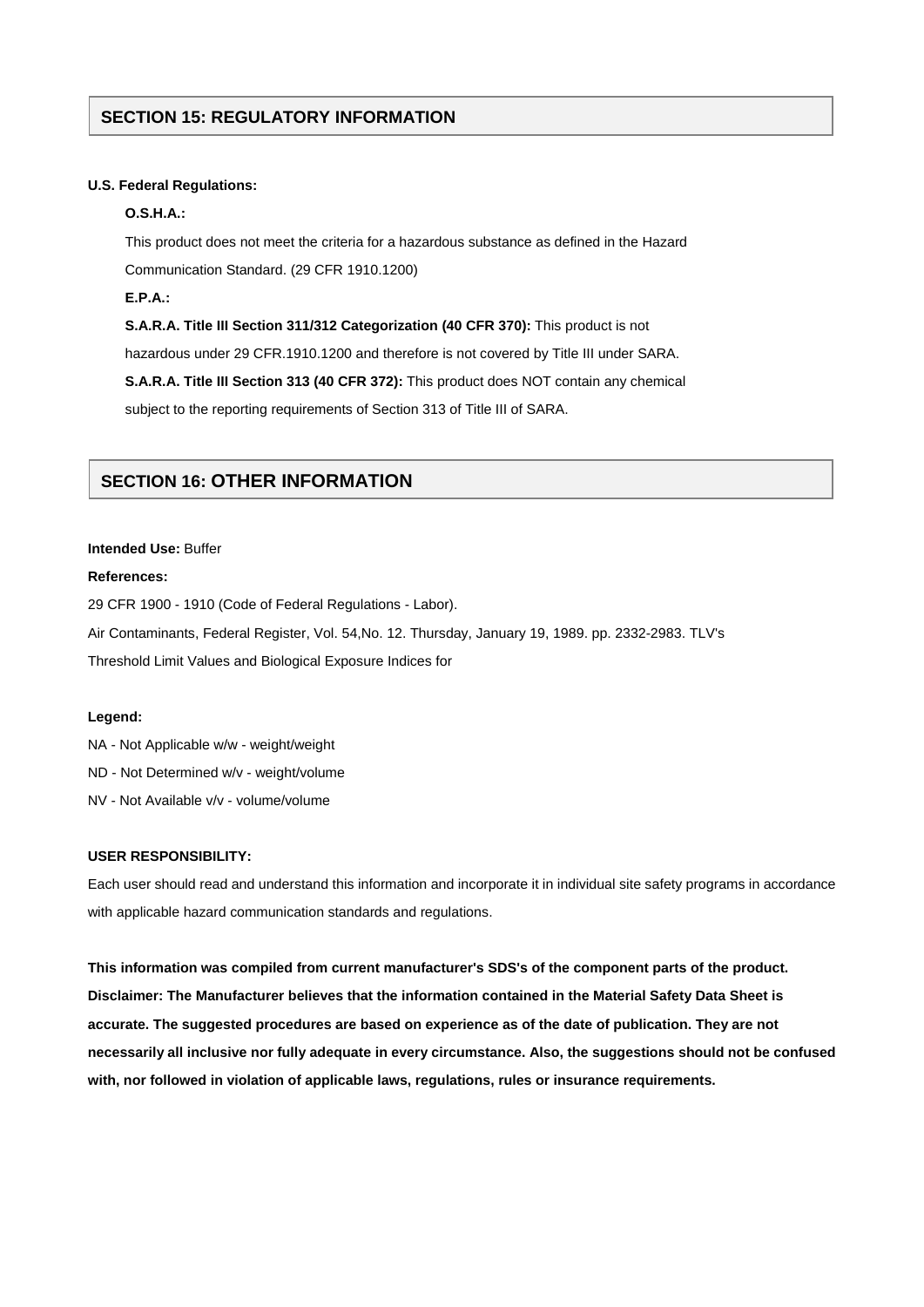## SECTION 15: REGULATORY INFORMATION

**U.S. Federal Regulations:**

**O.S.H.A.:**

This product does not meet the criteria for a hazardous substance as defined in the Hazard Communication Standard. (29 CFR 1910.1200)

**E.P.A.:**

**S.A.R.A. Title III Section 311/312 Categorization (40 CFR 370):** This product is not hazardous under 29 CFR.1910.1200 and therefore is not covered by Title III under SARA.

**S.A.R.A. Title III Section 313 (40 CFR 372):** This product does NOT contain any chemical subject to the reporting requirements of Section 313 of Title III of SARA.

## SECTION 16: OTHER INFORMATION

**Intended Use:** Buffer

**References:**

29 CFR 1900 - 1910 (Code of Federal Regulations - Labor).

Air Contaminants, Federal Register, Vol. 54,No. 12. Thursday, January 19, 1989. pp. 2332-2983. TLV's

Threshold Limit Values and Biological Exposure Indices for

**Legend:**

NA - Not Applicable w/w - weight/weight

ND - Not Determined w/v - weight/volume

NV - Not Available v/v - volume/volume

**USER RESPONSIBILITY:**

Each user should read and understand this information and incorporate it in individual site safety programs in accordance with applicable hazard communication standards and regulations.

**This information was compiled from current manufacturer's SDS's of the component parts of the product. Disclaimer: The Manufacturer believes that the information contained in the Material Safety Data Sheet is accurate. The suggested procedures are based on experience as of the date of publication. They are not necessarily all inclusive nor fully adequate in every circumstance. Also, the suggestions should not be confused with, nor followed in violation of applicable laws, regulations, rules or insurance requirements.**